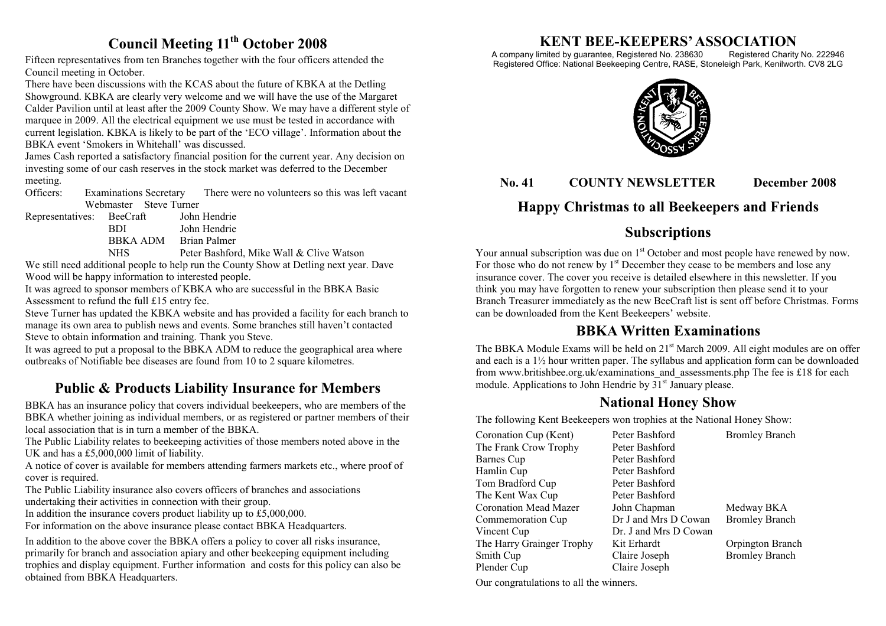# KENT BEE-KEEPERS' ASSOCIATION

A company limited by guarantee, Registered No. 238630 Registered Charity No. 222946
Registered Office: National Beekeeping Centre, RASE, Stoneleigh Park, Kenilworth. CV8 2LG

**No. 41 COUNTY NEWSLETTER December 2008**

## Happy Christmas to all Beekeepers and Friends

## Subscriptions

Your annual subscription was due on 1st October and most people have renewed by now. For those who do not renew by 1st December they cease to be members and lose any insurance cover. The cover you receive is detailed elsewhere in this newsletter. If you think you may have forgotten to renew your subscription then please send it to your Branch Treasurer immediately as the new BeeCraft list is sent off before Christmas. Forms can be downloaded from the Kent Beekeepers' website.

## BBKA Written Examinations

The BBKA Module Exams will be held on 21st March 2009. All eight modules are on offer and each is a 1½ hour written paper. The syllabus and application form can be downloaded from www.britishbee.org.uk/examinations_and_assessments.php The fee is £18 for each module. Applications to John Hendrie by 31st January please.

## National Honey Show

The following Kent Beekeepers won trophies at the National Honey Show:

| | | |
|---|---|---|
| Coronation Cup (Kent) | Peter Bashford | Bromley Branch |
| The Frank Crow Trophy | Peter Bashford | |
| Barnes Cup | Peter Bashford | |
| Hamlin Cup | Peter Bashford | |
| Tom Bradford Cup | Peter Bashford | |
| The Kent Wax Cup | Peter Bashford | |
| Coronation Mead Mazer | John Chapman | Medway BKA |
| Commemoration Cup | Dr J and Mrs D Cowan | Bromley Branch |
| Vincent Cup | Dr. J and Mrs D Cowan | |
| The Harry Grainger Trophy | Kit Erhardt | Orpington Branch |
| Smith Cup | Claire Joseph | Bromley Branch |
| Plender Cup | Claire Joseph | |

Our congratulations to all the winners.

## Council Meeting 11th October 2008

Fifteen representatives from ten Branches together with the four officers attended the Council meeting in October.

There have been discussions with the KCAS about the future of KBKA at the Detling Showground. KBKA are clearly very welcome and we will have the use of the Margaret Calder Pavilion until at least after the 2009 County Show. We may have a different style of marquee in 2009. All the electrical equipment we use must be tested in accordance with current legislation. KBKA is likely to be part of the 'ECO village'. Information about the BBKA event 'Smokers in Whitehall' was discussed.

James Cash reported a satisfactory financial position for the current year. Any decision on investing some of our cash reserves in the stock market was deferred to the December meeting.

| | | |
|---|---|---|
| Officers: | Examinations Secretary | There were no volunteers so this was left vacant |
| | Webmaster | Steve Turner |
| Representatives: | BeeCraft | John Hendrie |
| | BDI | John Hendrie |
| | BBKA ADM | Brian Palmer |
| | NHS | Peter Bashford, Mike Wall & Clive Watson |

We still need additional people to help run the County Show at Detling next year. Dave Wood will be happy information to interested people.

It was agreed to sponsor members of KBKA who are successful in the BBKA Basic Assessment to refund the full £15 entry fee.

Steve Turner has updated the KBKA website and has provided a facility for each branch to manage its own area to publish news and events. Some branches still haven't contacted Steve to obtain information and training. Thank you Steve.

It was agreed to put a proposal to the BBKA ADM to reduce the geographical area where outbreaks of Notifiable bee diseases are found from 10 to 2 square kilometres.

## Public & Products Liability Insurance for Members

BBKA has an insurance policy that covers individual beekeepers, who are members of the BBKA whether joining as individual members, or as registered or partner members of their local association that is in turn a member of the BBKA.

The Public Liability relates to beekeeping activities of those members noted above in the UK and has a £5,000,000 limit of liability.

A notice of cover is available for members attending farmers markets etc., where proof of cover is required.

The Public Liability insurance also covers officers of branches and associations undertaking their activities in connection with their group.

In addition the insurance covers product liability up to £5,000,000.

For information on the above insurance please contact BBKA Headquarters.

In addition to the above cover the BBKA offers a policy to cover all risks insurance, primarily for branch and association apiary and other beekeeping equipment including trophies and display equipment. Further information and costs for this policy can also be obtained from BBKA Headquarters.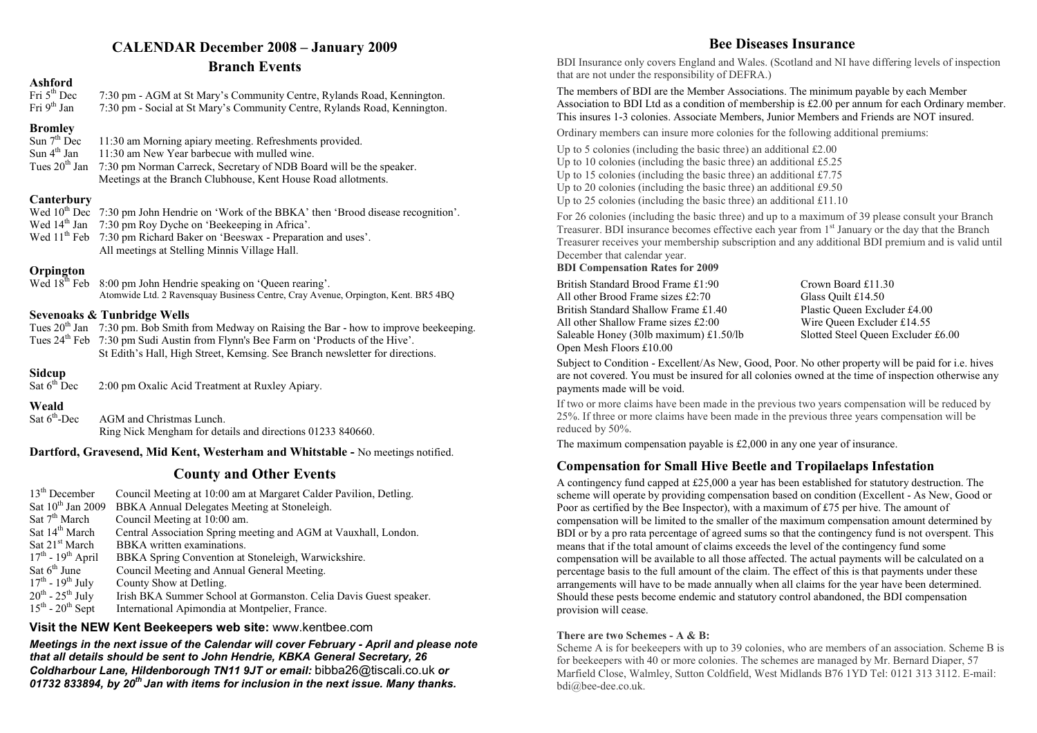# CALENDAR December 2008 – January 2009

## Branch Events

### Ashford

Fri 5th Dec 7:30 pm - AGM at St Mary's Community Centre, Rylands Road, Kennington.
Fri 9th Jan 7:30 pm - Social at St Mary's Community Centre, Rylands Road, Kennington.

### Bromley

Sun 7th Dec 11:30 am Morning apiary meeting. Refreshments provided.
Sun 4th Jan 11:30 am New Year barbecue with mulled wine.
Tues 20th Jan 7:30 pm Norman Carreck, Secretary of NDB Board will be the speaker.
Meetings at the Branch Clubhouse, Kent House Road allotments.

### Canterbury

Wed 10th Dec 7:30 pm John Hendrie on 'Work of the BBKA' then 'Brood disease recognition'.
Wed 14th Jan 7:30 pm Roy Dyche on 'Beekeeping in Africa'.
Wed 11th Feb 7:30 pm Richard Baker on 'Beeswax - Preparation and uses'.
All meetings at Stelling Minnis Village Hall.

### Orpington

Wed 18th Feb 8:00 pm John Hendrie speaking on 'Queen rearing'.
Atomwide Ltd. 2 Ravensquay Business Centre, Cray Avenue, Orpington, Kent. BR5 4BQ

### Sevenoaks & Tunbridge Wells

Tues 20th Jan 7:30 pm. Bob Smith from Medway on Raising the Bar - how to improve beekeeping.
Tues 24th Feb 7:30 pm Sudi Austin from Flynn's Bee Farm on 'Products of the Hive'.
St Edith's Hall, High Street, Kemsing. See Branch newsletter for directions.

### Sidcup

Sat 6th Dec 2:00 pm Oxalic Acid Treatment at Ruxley Apiary.

### Weald

Sat 6th-Dec AGM and Christmas Lunch.
Ring Nick Mengham for details and directions 01233 840660.

**Dartford, Gravesend, Mid Kent, Westerham and Whitstable -** No meetings notified.

## County and Other Events

| | |
|---|---|
| 13th December | Council Meeting at 10:00 am at Margaret Calder Pavilion, Detling. |
| Sat 10th Jan 2009 | BBKA Annual Delegates Meeting at Stoneleigh. |
| Sat 7th March | Council Meeting at 10:00 am. |
| Sat 14th March | Central Association Spring meeting and AGM at Vauxhall, London. |
| Sat 21st March | BBKA written examinations. |
| 17th - 19th April | BBKA Spring Convention at Stoneleigh, Warwickshire. |
| Sat 6th June | Council Meeting and Annual General Meeting. |
| 17th - 19th July | County Show at Detling. |
| 20th - 25th July | Irish BKA Summer School at Gormanston. Celia Davis Guest speaker. |
| 15th - 20th Sept | International Apimondia at Montpelier, France. |

**Visit the NEW Kent Beekeepers web site:** www.kentbee.com

***Meetings in the next issue of the Calendar will cover February - April and please note that all details should be sent to John Hendrie, KBKA General Secretary, 26 Coldharbour Lane, Hildenborough TN11 9JT or email:*** bibba26@tiscali.co.uk ***or 01732 833894, by 20th Jan with items for inclusion in the next issue. Many thanks.***

## Bee Diseases Insurance

BDI Insurance only covers England and Wales. (Scotland and NI have differing levels of inspection that are not under the responsibility of DEFRA.)

The members of BDI are the Member Associations. The minimum payable by each Member Association to BDI Ltd as a condition of membership is £2.00 per annum for each Ordinary member. This insures 1-3 colonies. Associate Members, Junior Members and Friends are NOT insured.

Ordinary members can insure more colonies for the following additional premiums:

Up to 5 colonies (including the basic three) an additional £2.00
Up to 10 colonies (including the basic three) an additional £5.25
Up to 15 colonies (including the basic three) an additional £7.75
Up to 20 colonies (including the basic three) an additional £9.50
Up to 25 colonies (including the basic three) an additional £11.10

For 26 colonies (including the basic three) and up to a maximum of 39 please consult your Branch Treasurer. BDI insurance becomes effective each year from 1st January or the day that the Branch Treasurer receives your membership subscription and any additional BDI premium and is valid until December that calendar year.

**BDI Compensation Rates for 2009**

| | |
|---|---|
| British Standard Brood Frame £1:90 | Crown Board £11.30 |
| All other Brood Frame sizes £2:70 | Glass Quilt £14.50 |
| British Standard Shallow Frame £1.40 | Plastic Queen Excluder £4.00 |
| All other Shallow Frame sizes £2:00 | Wire Queen Excluder £14.55 |
| Saleable Honey (30lb maximum) £1.50/lb | Slotted Steel Queen Excluder £6.00 |
| Open Mesh Floors £10.00 | |

Subject to Condition - Excellent/As New, Good, Poor. No other property will be paid for i.e. hives are not covered. You must be insured for all colonies owned at the time of inspection otherwise any payments made will be void.

If two or more claims have been made in the previous two years compensation will be reduced by 25%. If three or more claims have been made in the previous three years compensation will be reduced by 50%.

The maximum compensation payable is £2,000 in any one year of insurance.

## Compensation for Small Hive Beetle and Tropilaelaps Infestation

A contingency fund capped at £25,000 a year has been established for statutory destruction. The scheme will operate by providing compensation based on condition (Excellent - As New, Good or Poor as certified by the Bee Inspector), with a maximum of £75 per hive. The amount of compensation will be limited to the smaller of the maximum compensation amount determined by BDI or by a pro rata percentage of agreed sums so that the contingency fund is not overspent. This means that if the total amount of claims exceeds the level of the contingency fund some compensation will be available to all those affected. The actual payments will be calculated on a percentage basis to the full amount of the claim. The effect of this is that payments under these arrangements will have to be made annually when all claims for the year have been determined. Should these pests become endemic and statutory control abandoned, the BDI compensation provision will cease.

**There are two Schemes - A & B:**

Scheme A is for beekeepers with up to 39 colonies, who are members of an association. Scheme B is for beekeepers with 40 or more colonies. The schemes are managed by Mr. Bernard Diaper, 57 Marfield Close, Walmley, Sutton Coldfield, West Midlands B76 1YD Tel: 0121 313 3112. E-mail: bdi@bee-dee.co.uk.